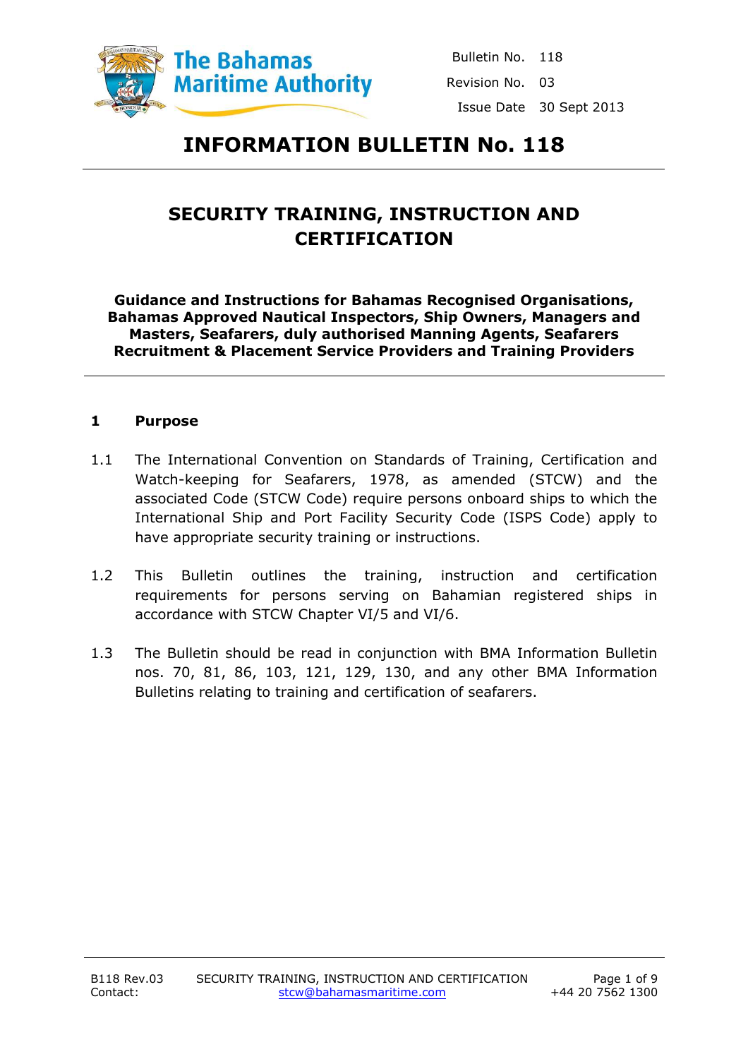The Bahamas Maritime Authority

Bulletin No. 118

Revision No. 03

Issue Date 30 Sept 2013

# INFORMATION BULLETIN No. 118

## SECURITY TRAINING, INSTRUCTION AND CERTIFICATION

**Guidance and Instructions for Bahamas Recognised Organisations, Bahamas Approved Nautical Inspectors, Ship Owners, Managers and Masters, Seafarers, duly authorised Manning Agents, Seafarers Recruitment & Placement Service Providers and Training Providers**

### 1 Purpose

1.1 The International Convention on Standards of Training, Certification and Watch-keeping for Seafarers, 1978, as amended (STCW) and the associated Code (STCW Code) require persons onboard ships to which the International Ship and Port Facility Security Code (ISPS Code) apply to have appropriate security training or instructions.

1.2 This Bulletin outlines the training, instruction and certification requirements for persons serving on Bahamian registered ships in accordance with STCW Chapter VI/5 and VI/6.

1.3 The Bulletin should be read in conjunction with BMA Information Bulletin nos. 70, 81, 86, 103, 121, 129, 130, and any other BMA Information Bulletins relating to training and certification of seafarers.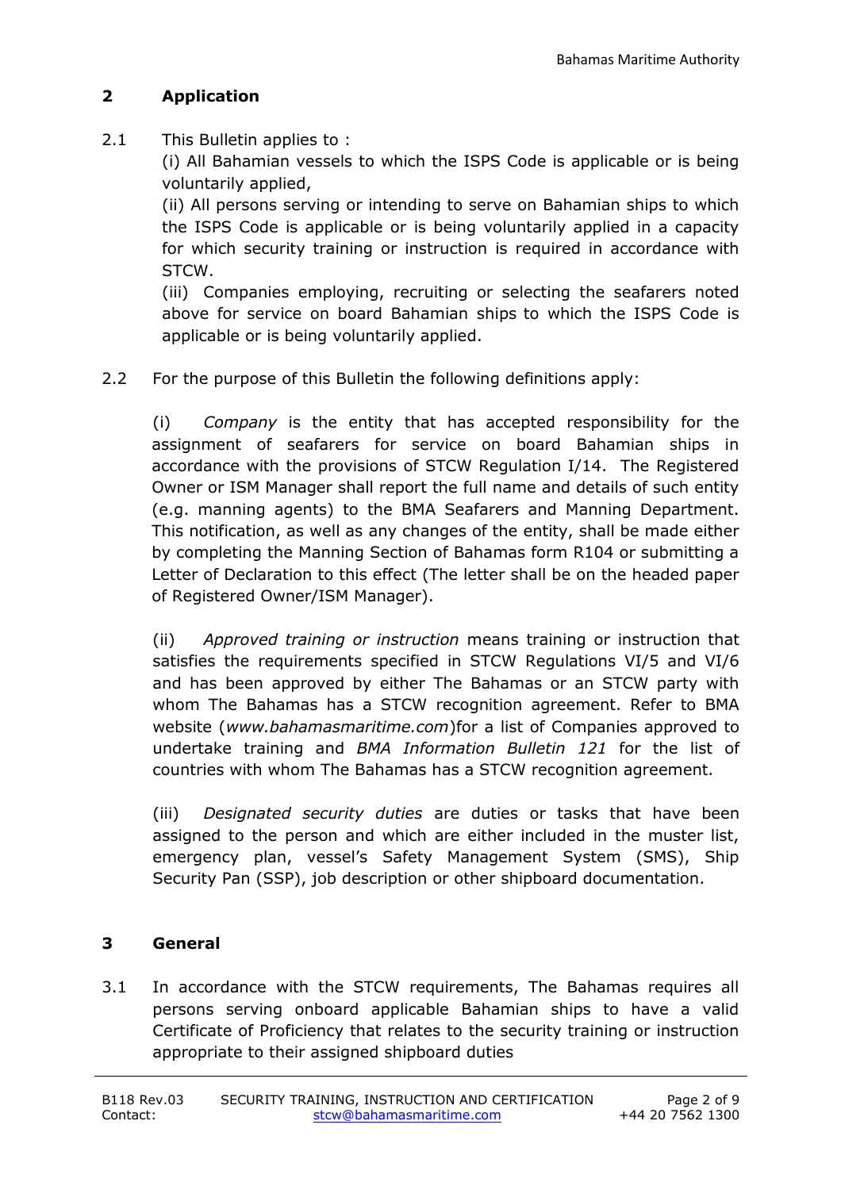## 2 Application

2.1 This Bulletin applies to :

(i) All Bahamian vessels to which the ISPS Code is applicable or is being voluntarily applied,

(ii) All persons serving or intending to serve on Bahamian ships to which the ISPS Code is applicable or is being voluntarily applied in a capacity for which security training or instruction is required in accordance with STCW.

(iii) Companies employing, recruiting or selecting the seafarers noted above for service on board Bahamian ships to which the ISPS Code is applicable or is being voluntarily applied.

2.2 For the purpose of this Bulletin the following definitions apply:

(i) *Company* is the entity that has accepted responsibility for the assignment of seafarers for service on board Bahamian ships in accordance with the provisions of STCW Regulation I/14. The Registered Owner or ISM Manager shall report the full name and details of such entity (e.g. manning agents) to the BMA Seafarers and Manning Department. This notification, as well as any changes of the entity, shall be made either by completing the Manning Section of Bahamas form R104 or submitting a Letter of Declaration to this effect (The letter shall be on the headed paper of Registered Owner/ISM Manager).

(ii) *Approved training or instruction* means training or instruction that satisfies the requirements specified in STCW Regulations VI/5 and VI/6 and has been approved by either The Bahamas or an STCW party with whom The Bahamas has a STCW recognition agreement. Refer to BMA website (*www.bahamasmaritime.com*)for a list of Companies approved to undertake training and *BMA Information Bulletin 121* for the list of countries with whom The Bahamas has a STCW recognition agreement.

(iii) *Designated security duties* are duties or tasks that have been assigned to the person and which are either included in the muster list, emergency plan, vessel's Safety Management System (SMS), Ship Security Pan (SSP), job description or other shipboard documentation.

## 3 General

3.1 In accordance with the STCW requirements, The Bahamas requires all persons serving onboard applicable Bahamian ships to have a valid Certificate of Proficiency that relates to the security training or instruction appropriate to their assigned shipboard duties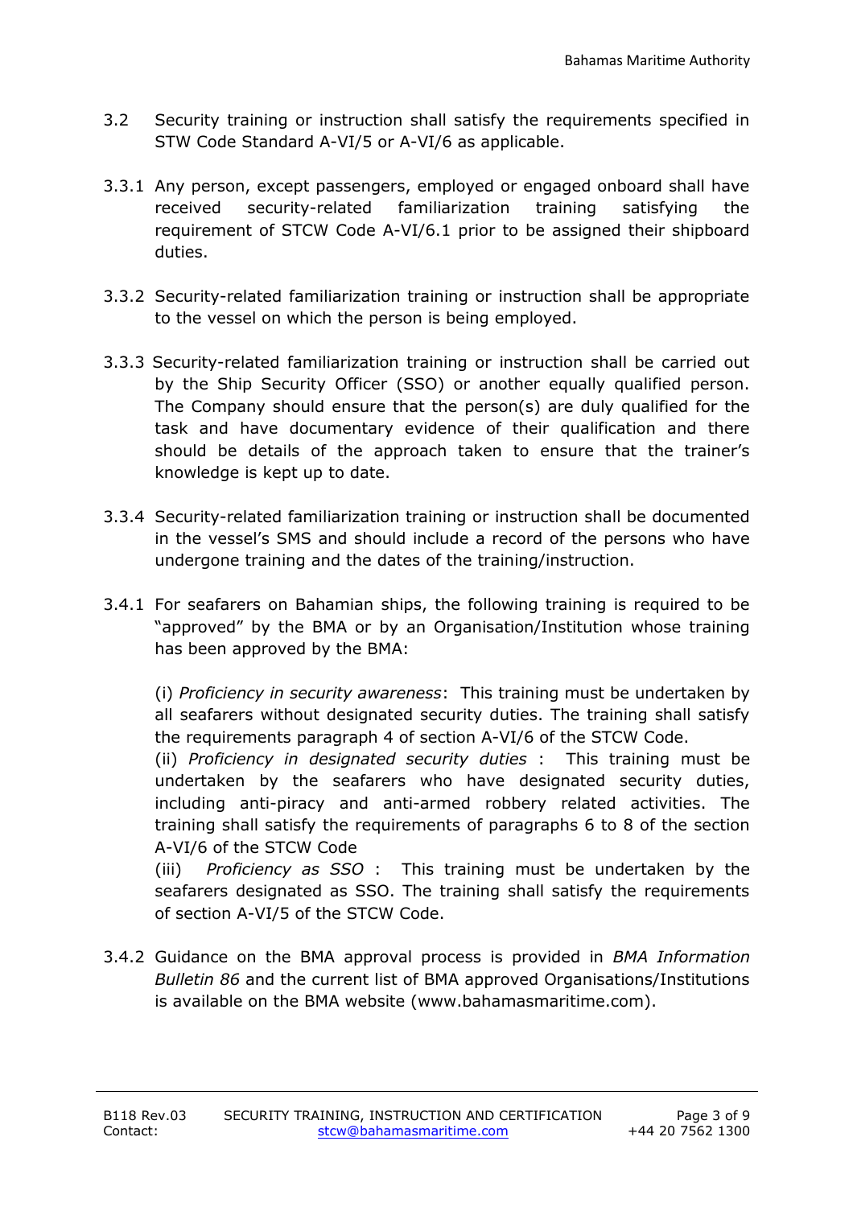3.2 Security training or instruction shall satisfy the requirements specified in STW Code Standard A-VI/5 or A-VI/6 as applicable.

3.3.1 Any person, except passengers, employed or engaged onboard shall have received security-related familiarization training satisfying the requirement of STCW Code A-VI/6.1 prior to be assigned their shipboard duties.

3.3.2 Security-related familiarization training or instruction shall be appropriate to the vessel on which the person is being employed.

3.3.3 Security-related familiarization training or instruction shall be carried out by the Ship Security Officer (SSO) or another equally qualified person. The Company should ensure that the person(s) are duly qualified for the task and have documentary evidence of their qualification and there should be details of the approach taken to ensure that the trainer's knowledge is kept up to date.

3.3.4 Security-related familiarization training or instruction shall be documented in the vessel's SMS and should include a record of the persons who have undergone training and the dates of the training/instruction.

3.4.1 For seafarers on Bahamian ships, the following training is required to be "approved" by the BMA or by an Organisation/Institution whose training has been approved by the BMA:

(i) *Proficiency in security awareness*: This training must be undertaken by all seafarers without designated security duties. The training shall satisfy the requirements paragraph 4 of section A-VI/6 of the STCW Code.

(ii) *Proficiency in designated security duties* : This training must be undertaken by the seafarers who have designated security duties, including anti-piracy and anti-armed robbery related activities. The training shall satisfy the requirements of paragraphs 6 to 8 of the section A-VI/6 of the STCW Code

(iii) *Proficiency as SSO* : This training must be undertaken by the seafarers designated as SSO. The training shall satisfy the requirements of section A-VI/5 of the STCW Code.

3.4.2 Guidance on the BMA approval process is provided in *BMA Information Bulletin 86* and the current list of BMA approved Organisations/Institutions is available on the BMA website (www.bahamasmaritime.com).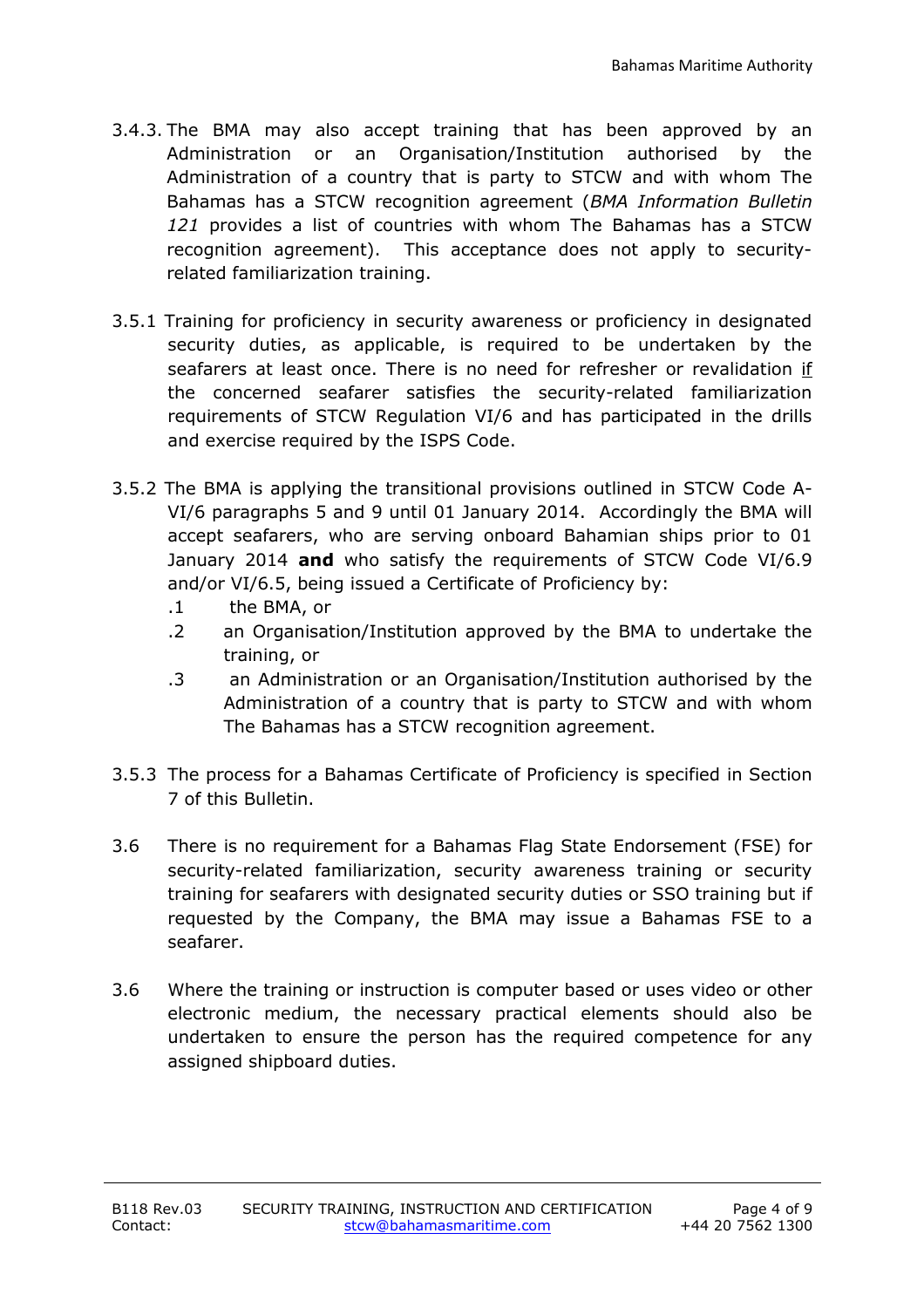3.4.3. The BMA may also accept training that has been approved by an Administration or an Organisation/Institution authorised by the Administration of a country that is party to STCW and with whom The Bahamas has a STCW recognition agreement (*BMA Information Bulletin 121* provides a list of countries with whom The Bahamas has a STCW recognition agreement). This acceptance does not apply to security-related familiarization training.

3.5.1 Training for proficiency in security awareness or proficiency in designated security duties, as applicable, is required to be undertaken by the seafarers at least once. There is no need for refresher or revalidation <u>if</u> the concerned seafarer satisfies the security-related familiarization requirements of STCW Regulation VI/6 and has participated in the drills and exercise required by the ISPS Code.

3.5.2 The BMA is applying the transitional provisions outlined in STCW Code A-VI/6 paragraphs 5 and 9 until 01 January 2014. Accordingly the BMA will accept seafarers, who are serving onboard Bahamian ships prior to 01 January 2014 **and** who satisfy the requirements of STCW Code VI/6.9 and/or VI/6.5, being issued a Certificate of Proficiency by:

- .1 the BMA, or
- .2 an Organisation/Institution approved by the BMA to undertake the training, or
- .3 an Administration or an Organisation/Institution authorised by the Administration of a country that is party to STCW and with whom The Bahamas has a STCW recognition agreement.

3.5.3 The process for a Bahamas Certificate of Proficiency is specified in Section 7 of this Bulletin.

3.6 There is no requirement for a Bahamas Flag State Endorsement (FSE) for security-related familiarization, security awareness training or security training for seafarers with designated security duties or SSO training but if requested by the Company, the BMA may issue a Bahamas FSE to a seafarer.

3.6 Where the training or instruction is computer based or uses video or other electronic medium, the necessary practical elements should also be undertaken to ensure the person has the required competence for any assigned shipboard duties.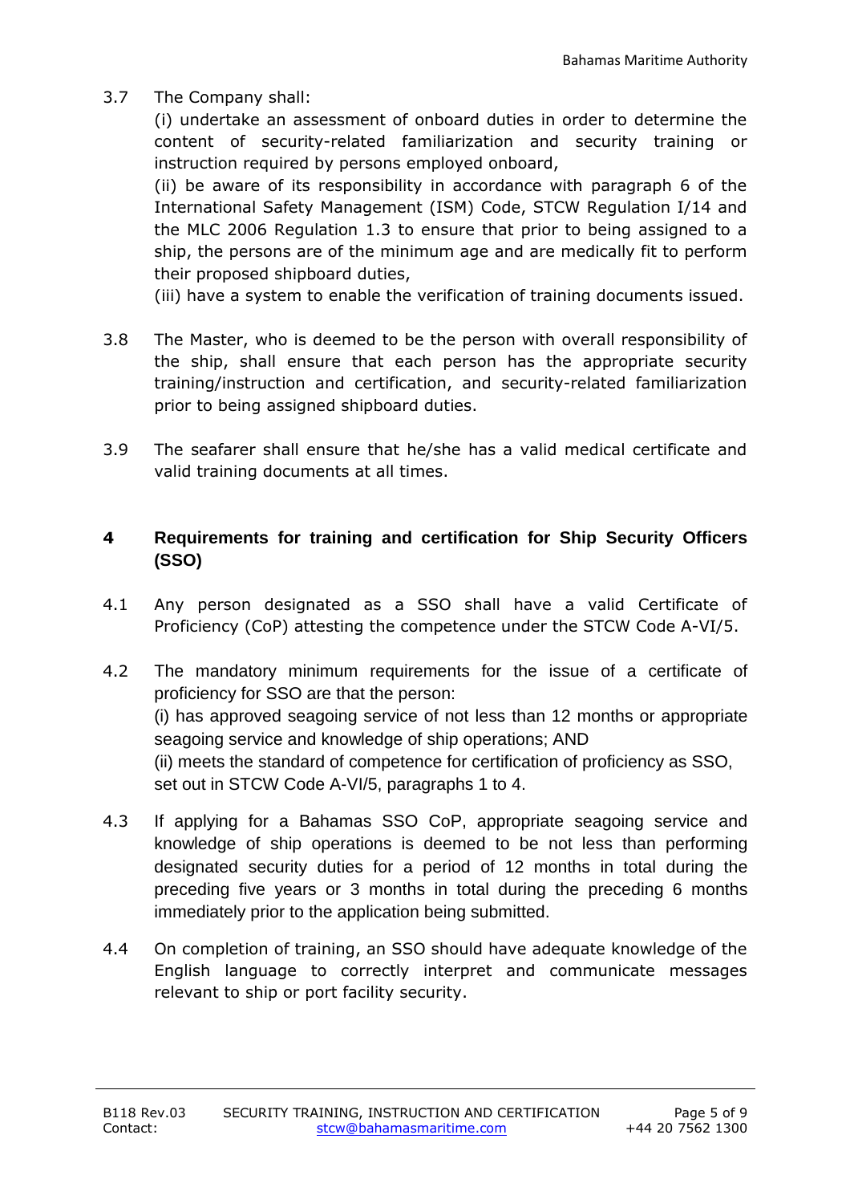3.7 The Company shall:

(i) undertake an assessment of onboard duties in order to determine the content of security-related familiarization and security training or instruction required by persons employed onboard,

(ii) be aware of its responsibility in accordance with paragraph 6 of the International Safety Management (ISM) Code, STCW Regulation I/14 and the MLC 2006 Regulation 1.3 to ensure that prior to being assigned to a ship, the persons are of the minimum age and are medically fit to perform their proposed shipboard duties,

(iii) have a system to enable the verification of training documents issued.

3.8 The Master, who is deemed to be the person with overall responsibility of the ship, shall ensure that each person has the appropriate security training/instruction and certification, and security-related familiarization prior to being assigned shipboard duties.

3.9 The seafarer shall ensure that he/she has a valid medical certificate and valid training documents at all times.

## 4 Requirements for training and certification for Ship Security Officers (SSO)

4.1 Any person designated as a SSO shall have a valid Certificate of Proficiency (CoP) attesting the competence under the STCW Code A-VI/5.

4.2 The mandatory minimum requirements for the issue of a certificate of proficiency for SSO are that the person:

(i) has approved seagoing service of not less than 12 months or appropriate seagoing service and knowledge of ship operations; AND

(ii) meets the standard of competence for certification of proficiency as SSO, set out in STCW Code A-VI/5, paragraphs 1 to 4.

4.3 If applying for a Bahamas SSO CoP, appropriate seagoing service and knowledge of ship operations is deemed to be not less than performing designated security duties for a period of 12 months in total during the preceding five years or 3 months in total during the preceding 6 months immediately prior to the application being submitted.

4.4 On completion of training, an SSO should have adequate knowledge of the English language to correctly interpret and communicate messages relevant to ship or port facility security.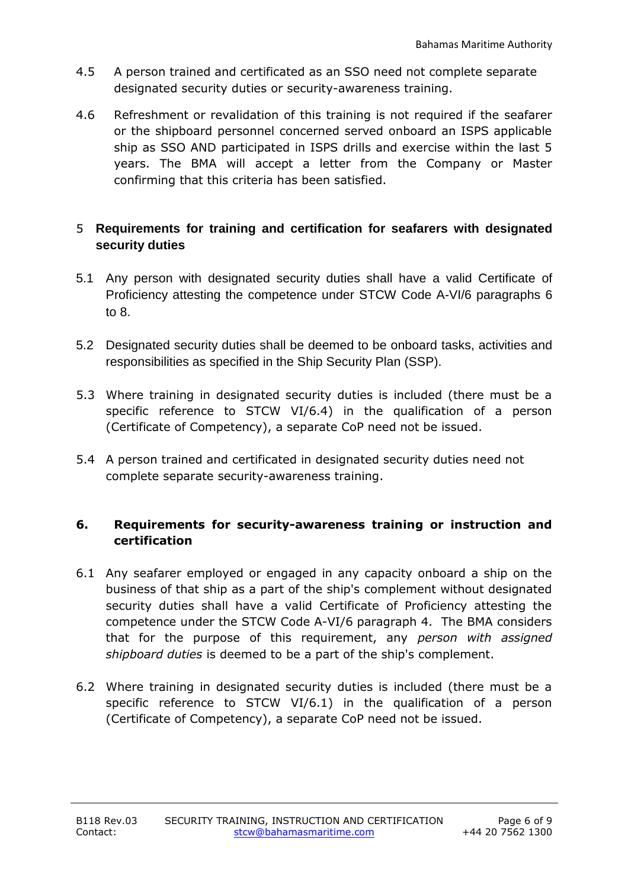4.5 A person trained and certificated as an SSO need not complete separate designated security duties or security-awareness training.

4.6 Refreshment or revalidation of this training is not required if the seafarer or the shipboard personnel concerned served onboard an ISPS applicable ship as SSO AND participated in ISPS drills and exercise within the last 5 years. The BMA will accept a letter from the Company or Master confirming that this criteria has been satisfied.

## 5 Requirements for training and certification for seafarers with designated security duties

5.1 Any person with designated security duties shall have a valid Certificate of Proficiency attesting the competence under STCW Code A-VI/6 paragraphs 6 to 8.

5.2 Designated security duties shall be deemed to be onboard tasks, activities and responsibilities as specified in the Ship Security Plan (SSP).

5.3 Where training in designated security duties is included (there must be a specific reference to STCW VI/6.4) in the qualification of a person (Certificate of Competency), a separate CoP need not be issued.

5.4 A person trained and certificated in designated security duties need not complete separate security-awareness training.

## 6. Requirements for security-awareness training or instruction and certification

6.1 Any seafarer employed or engaged in any capacity onboard a ship on the business of that ship as a part of the ship's complement without designated security duties shall have a valid Certificate of Proficiency attesting the competence under the STCW Code A-VI/6 paragraph 4. The BMA considers that for the purpose of this requirement, any *person with assigned shipboard duties* is deemed to be a part of the ship's complement.

6.2 Where training in designated security duties is included (there must be a specific reference to STCW VI/6.1) in the qualification of a person (Certificate of Competency), a separate CoP need not be issued.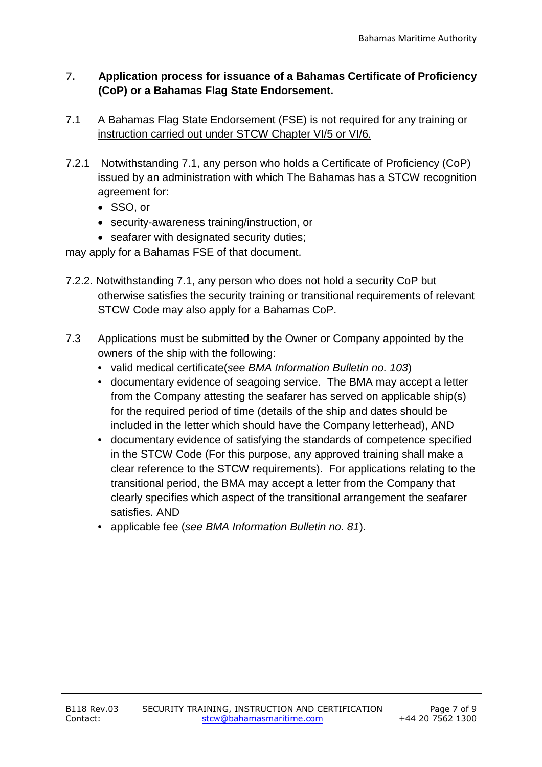## 7. Application process for issuance of a Bahamas Certificate of Proficiency (CoP) or a Bahamas Flag State Endorsement.

7.1 A Bahamas Flag State Endorsement (FSE) is not required for any training or instruction carried out under STCW Chapter VI/5 or VI/6.

7.2.1 Notwithstanding 7.1, any person who holds a Certificate of Proficiency (CoP) issued by an administration with which The Bahamas has a STCW recognition agreement for:

- SSO, or
- security-awareness training/instruction, or
- seafarer with designated security duties;

may apply for a Bahamas FSE of that document.

7.2.2. Notwithstanding 7.1, any person who does not hold a security CoP but otherwise satisfies the security training or transitional requirements of relevant STCW Code may also apply for a Bahamas CoP.

7.3 Applications must be submitted by the Owner or Company appointed by the owners of the ship with the following:

- valid medical certificate(*see BMA Information Bulletin no. 103*)
- documentary evidence of seagoing service. The BMA may accept a letter from the Company attesting the seafarer has served on applicable ship(s) for the required period of time (details of the ship and dates should be included in the letter which should have the Company letterhead), AND
- documentary evidence of satisfying the standards of competence specified in the STCW Code (For this purpose, any approved training shall make a clear reference to the STCW requirements). For applications relating to the transitional period, the BMA may accept a letter from the Company that clearly specifies which aspect of the transitional arrangement the seafarer satisfies. AND
- applicable fee (*see BMA Information Bulletin no. 81*).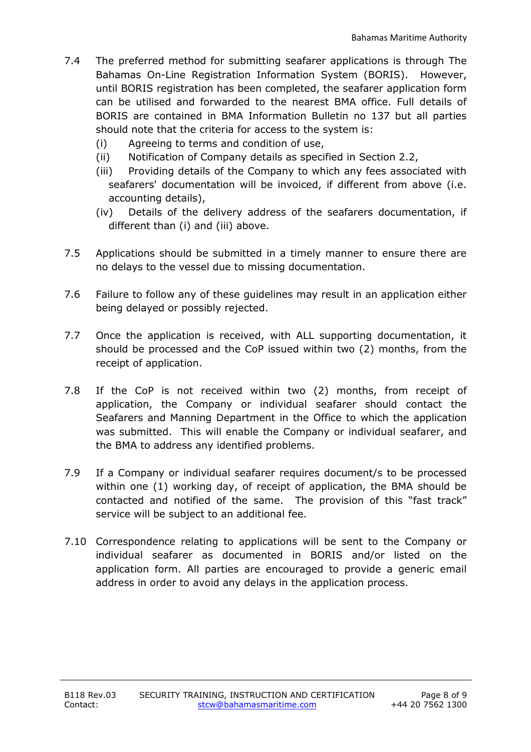7.4 The preferred method for submitting seafarer applications is through The Bahamas On-Line Registration Information System (BORIS). However, until BORIS registration has been completed, the seafarer application form can be utilised and forwarded to the nearest BMA office. Full details of BORIS are contained in BMA Information Bulletin no 137 but all parties should note that the criteria for access to the system is:

   (i) Agreeing to terms and condition of use,
   (ii) Notification of Company details as specified in Section 2.2,
   (iii) Providing details of the Company to which any fees associated with seafarers' documentation will be invoiced, if different from above (i.e. accounting details),
   (iv) Details of the delivery address of the seafarers documentation, if different than (i) and (iii) above.

7.5 Applications should be submitted in a timely manner to ensure there are no delays to the vessel due to missing documentation.

7.6 Failure to follow any of these guidelines may result in an application either being delayed or possibly rejected.

7.7 Once the application is received, with ALL supporting documentation, it should be processed and the CoP issued within two (2) months, from the receipt of application.

7.8 If the CoP is not received within two (2) months, from receipt of application, the Company or individual seafarer should contact the Seafarers and Manning Department in the Office to which the application was submitted. This will enable the Company or individual seafarer, and the BMA to address any identified problems.

7.9 If a Company or individual seafarer requires document/s to be processed within one (1) working day, of receipt of application, the BMA should be contacted and notified of the same. The provision of this "fast track" service will be subject to an additional fee.

7.10 Correspondence relating to applications will be sent to the Company or individual seafarer as documented in BORIS and/or listed on the application form. All parties are encouraged to provide a generic email address in order to avoid any delays in the application process.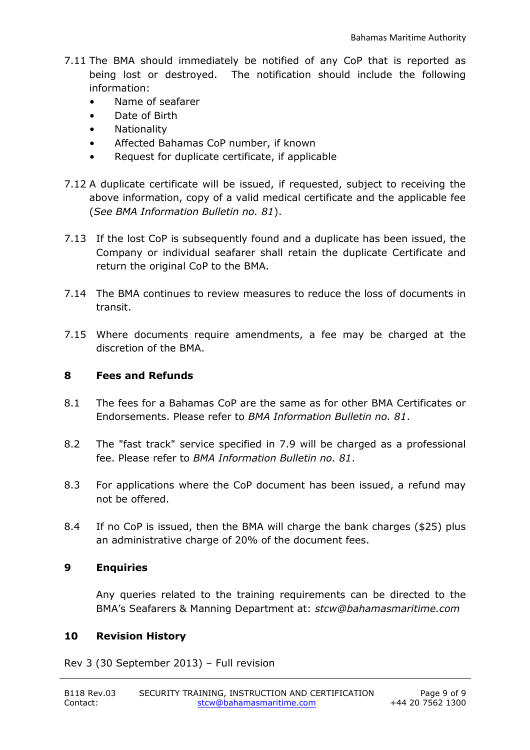7.11 The BMA should immediately be notified of any CoP that is reported as being lost or destroyed. The notification should include the following information:

- Name of seafarer
- Date of Birth
- Nationality
- Affected Bahamas CoP number, if known
- Request for duplicate certificate, if applicable

7.12 A duplicate certificate will be issued, if requested, subject to receiving the above information, copy of a valid medical certificate and the applicable fee (*See BMA Information Bulletin no. 81*).

7.13 If the lost CoP is subsequently found and a duplicate has been issued, the Company or individual seafarer shall retain the duplicate Certificate and return the original CoP to the BMA.

7.14 The BMA continues to review measures to reduce the loss of documents in transit.

7.15 Where documents require amendments, a fee may be charged at the discretion of the BMA.

## 8 Fees and Refunds

8.1 The fees for a Bahamas CoP are the same as for other BMA Certificates or Endorsements. Please refer to *BMA Information Bulletin no. 81*.

8.2 The "fast track" service specified in 7.9 will be charged as a professional fee. Please refer to *BMA Information Bulletin no. 81*.

8.3 For applications where the CoP document has been issued, a refund may not be offered.

8.4 If no CoP is issued, then the BMA will charge the bank charges ($25) plus an administrative charge of 20% of the document fees.

## 9 Enquiries

Any queries related to the training requirements can be directed to the BMA's Seafarers & Manning Department at: *stcw@bahamasmaritime.com*

## 10 Revision History

Rev 3 (30 September 2013) – Full revision